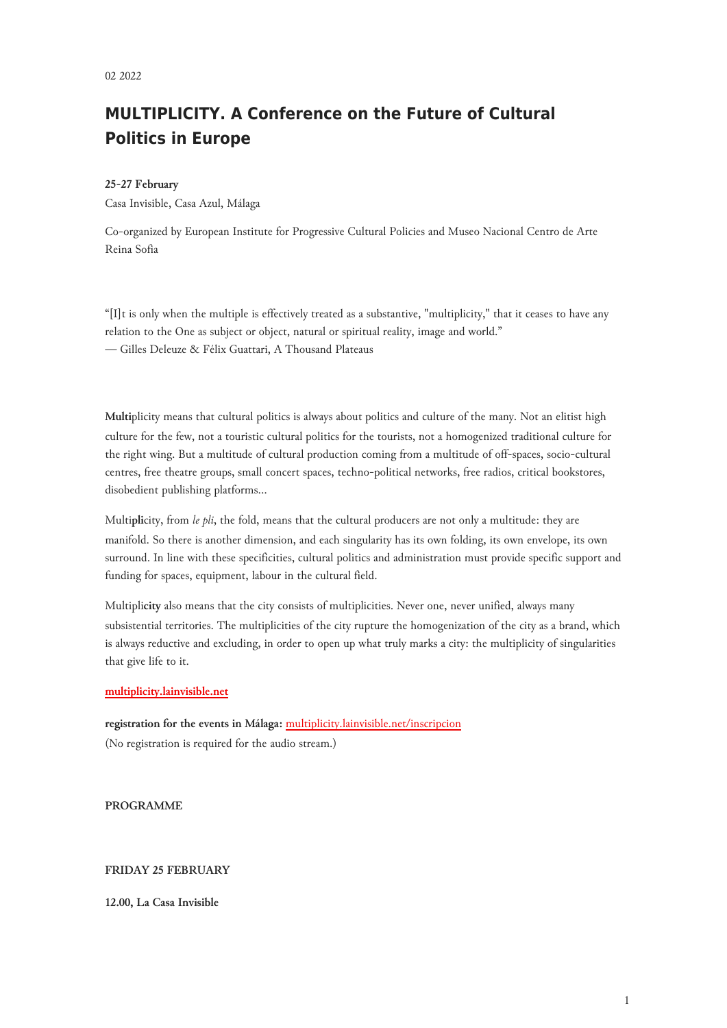02 2022

# MULTIPLICITY. A Conference on the Future of Cultural Politics in Europe

**25-27 February**

Casa Invisible, Casa Azul, Málaga

Co-organized by European Institute for Progressive Cultural Policies and Museo Nacional Centro de Arte Reina Sofia

"[I]t is only when the multiple is effectively treated as a substantive, "multiplicity," that it ceases to have any relation to the One as subject or object, natural or spiritual reality, image and world."
— Gilles Deleuze & Félix Guattari, A Thousand Plateaus

**Multi**plicity means that cultural politics is always about politics and culture of the many. Not an elitist high culture for the few, not a touristic cultural politics for the tourists, not a homogenized traditional culture for the right wing. But a multitude of cultural production coming from a multitude of off-spaces, socio-cultural centres, free theatre groups, small concert spaces, techno-political networks, free radios, critical bookstores, disobedient publishing platforms...

Multi**pli**city, from *le pli*, the fold, means that the cultural producers are not only a multitude: they are manifold. So there is another dimension, and each singularity has its own folding, its own envelope, its own surround. In line with these specificities, cultural politics and administration must provide specific support and funding for spaces, equipment, labour in the cultural field.

Multipli**city** also means that the city consists of multiplicities. Never one, never unified, always many subsistential territories. The multiplicities of the city rupture the homogenization of the city as a brand, which is always reductive and excluding, in order to open up what truly marks a city: the multiplicity of singularities that give life to it.

**multiplicity.lainvisible.net**

**registration for the events in Málaga:** multiplicity.lainvisible.net/inscripcion
(No registration is required for the audio stream.)

**PROGRAMME**

**FRIDAY 25 FEBRUARY**

**12.00, La Casa Invisible**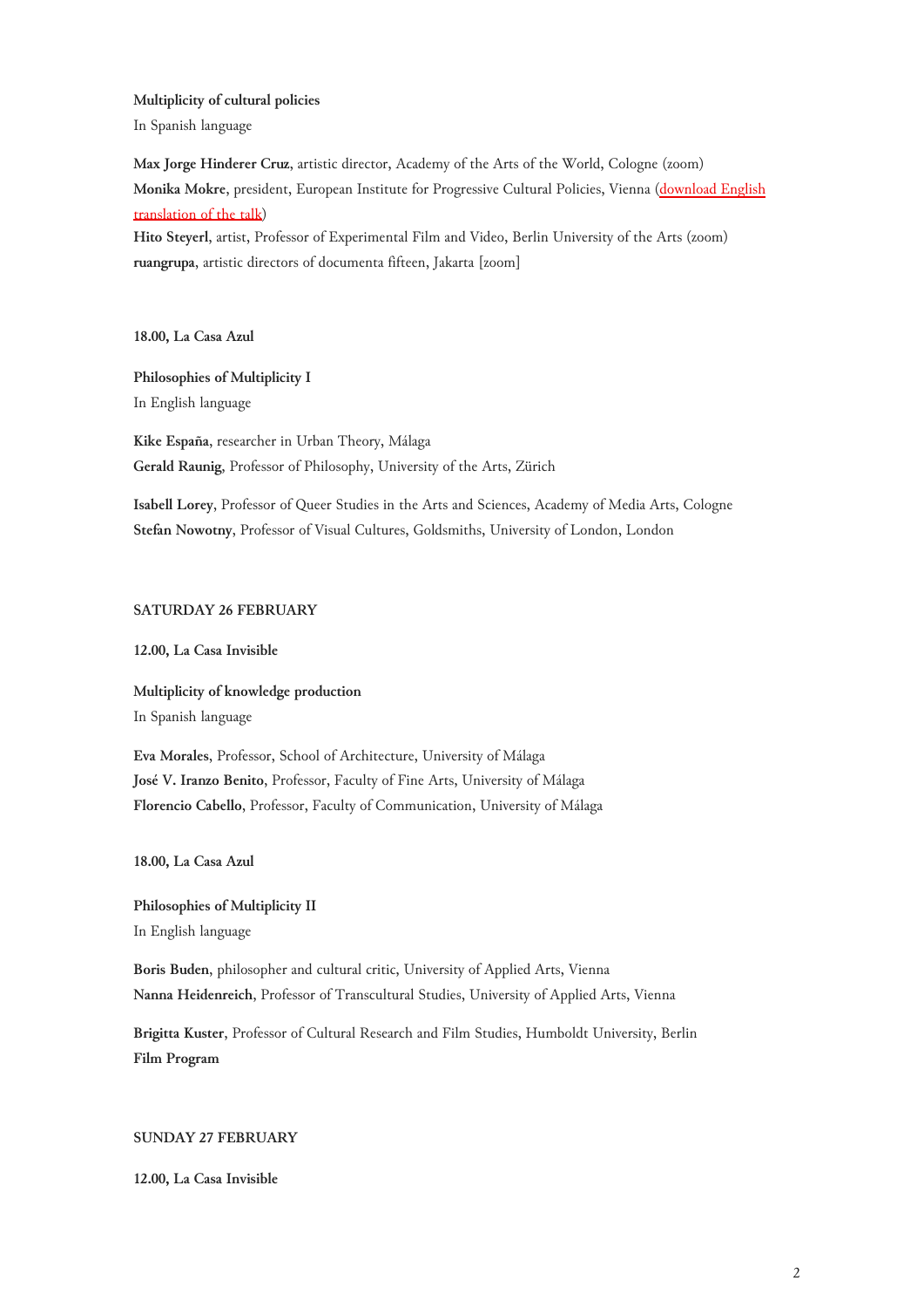**Multiplicity of cultural policies**
In Spanish language

**Max Jorge Hinderer Cruz**, artistic director, Academy of the Arts of the World, Cologne (zoom)
**Monika Mokre**, president, European Institute for Progressive Cultural Policies, Vienna (download English translation of the talk)
**Hito Steyerl**, artist, Professor of Experimental Film and Video, Berlin University of the Arts (zoom)
**ruangrupa**, artistic directors of documenta fifteen, Jakarta [zoom]

**18.00, La Casa Azul**

**Philosophies of Multiplicity I**
In English language

**Kike España**, researcher in Urban Theory, Málaga
**Gerald Raunig**, Professor of Philosophy, University of the Arts, Zürich

**Isabell Lorey**, Professor of Queer Studies in the Arts and Sciences, Academy of Media Arts, Cologne
**Stefan Nowotny**, Professor of Visual Cultures, Goldsmiths, University of London, London

**SATURDAY 26 FEBRUARY**

**12.00, La Casa Invisible**

**Multiplicity of knowledge production**
In Spanish language

**Eva Morales**, Professor, School of Architecture, University of Málaga
**José V. Iranzo Benito**, Professor, Faculty of Fine Arts, University of Málaga
**Florencio Cabello**, Professor, Faculty of Communication, University of Málaga

**18.00, La Casa Azul**

**Philosophies of Multiplicity II**
In English language

**Boris Buden**, philosopher and cultural critic, University of Applied Arts, Vienna
**Nanna Heidenreich**, Professor of Transcultural Studies, University of Applied Arts, Vienna

**Brigitta Kuster**, Professor of Cultural Research and Film Studies, Humboldt University, Berlin
**Film Program**

**SUNDAY 27 FEBRUARY**

**12.00, La Casa Invisible**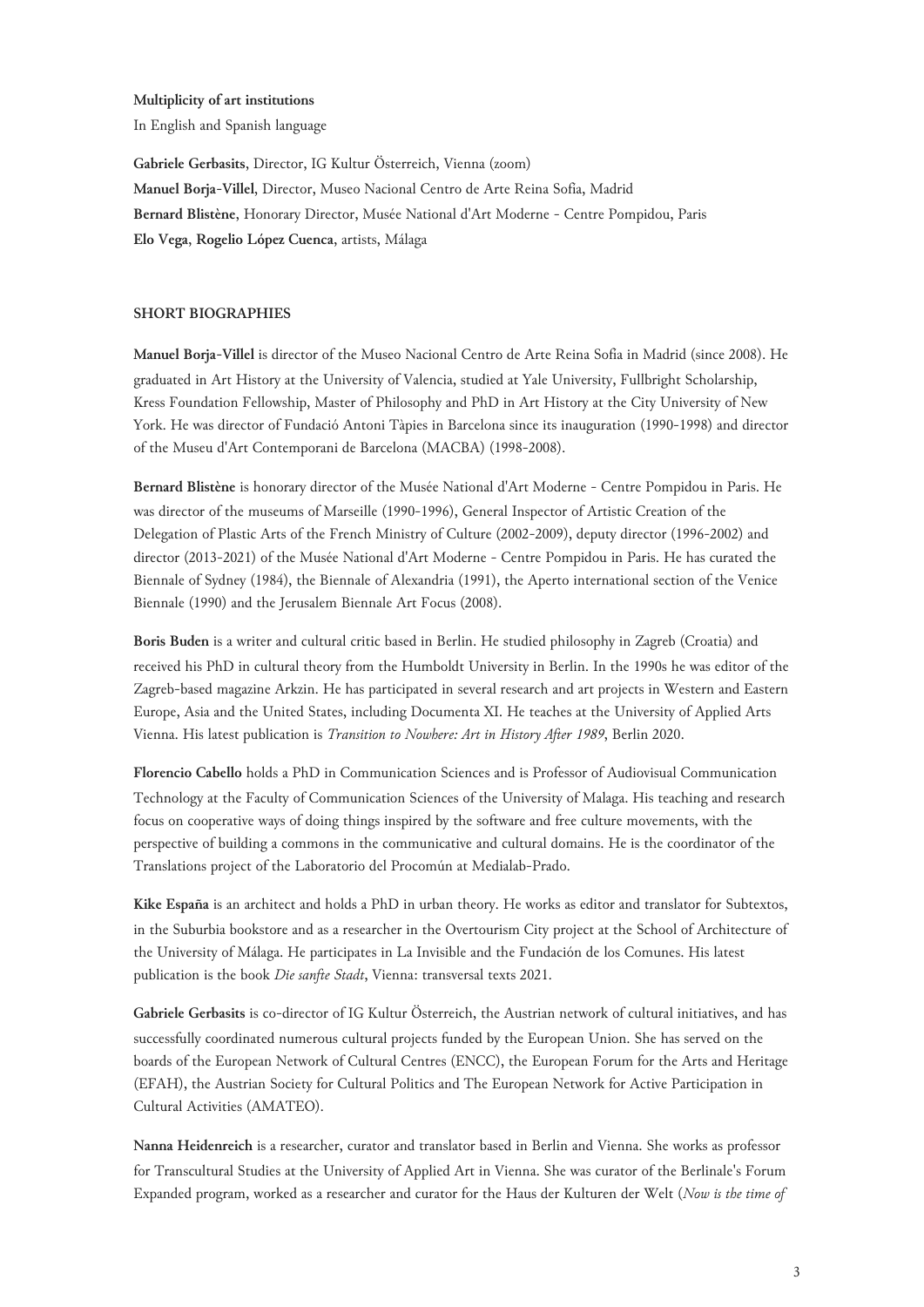**Multiplicity of art institutions**
In English and Spanish language

**Gabriele Gerbasits**, Director, IG Kultur Österreich, Vienna (zoom)
**Manuel Borja-Villel**, Director, Museo Nacional Centro de Arte Reina Sofia, Madrid
**Bernard Blistène**, Honorary Director, Musée National d'Art Moderne - Centre Pompidou, Paris
**Elo Vega**, **Rogelio López Cuenca**, artists, Málaga

## SHORT BIOGRAPHIES

**Manuel Borja-Villel** is director of the Museo Nacional Centro de Arte Reina Sofia in Madrid (since 2008). He graduated in Art History at the University of Valencia, studied at Yale University, Fullbright Scholarship, Kress Foundation Fellowship, Master of Philosophy and PhD in Art History at the City University of New York. He was director of Fundació Antoni Tàpies in Barcelona since its inauguration (1990-1998) and director of the Museu d'Art Contemporani de Barcelona (MACBA) (1998-2008).

**Bernard Blistène** is honorary director of the Musée National d'Art Moderne - Centre Pompidou in Paris. He was director of the museums of Marseille (1990-1996), General Inspector of Artistic Creation of the Delegation of Plastic Arts of the French Ministry of Culture (2002-2009), deputy director (1996-2002) and director (2013-2021) of the Musée National d'Art Moderne - Centre Pompidou in Paris. He has curated the Biennale of Sydney (1984), the Biennale of Alexandria (1991), the Aperto international section of the Venice Biennale (1990) and the Jerusalem Biennale Art Focus (2008).

**Boris Buden** is a writer and cultural critic based in Berlin. He studied philosophy in Zagreb (Croatia) and received his PhD in cultural theory from the Humboldt University in Berlin. In the 1990s he was editor of the Zagreb-based magazine Arkzin. He has participated in several research and art projects in Western and Eastern Europe, Asia and the United States, including Documenta XI. He teaches at the University of Applied Arts Vienna. His latest publication is *Transition to Nowhere: Art in History After 1989*, Berlin 2020.

**Florencio Cabello** holds a PhD in Communication Sciences and is Professor of Audiovisual Communication Technology at the Faculty of Communication Sciences of the University of Malaga. His teaching and research focus on cooperative ways of doing things inspired by the software and free culture movements, with the perspective of building a commons in the communicative and cultural domains. He is the coordinator of the Translations project of the Laboratorio del Procomún at Medialab-Prado.

**Kike España** is an architect and holds a PhD in urban theory. He works as editor and translator for Subtextos, in the Suburbia bookstore and as a researcher in the Overtourism City project at the School of Architecture of the University of Málaga. He participates in La Invisible and the Fundación de los Comunes. His latest publication is the book *Die sanfte Stadt*, Vienna: transversal texts 2021.

**Gabriele Gerbasits** is co-director of IG Kultur Österreich, the Austrian network of cultural initiatives, and has successfully coordinated numerous cultural projects funded by the European Union. She has served on the boards of the European Network of Cultural Centres (ENCC), the European Forum for the Arts and Heritage (EFAH), the Austrian Society for Cultural Politics and The European Network for Active Participation in Cultural Activities (AMATEO).

**Nanna Heidenreich** is a researcher, curator and translator based in Berlin and Vienna. She works as professor for Transcultural Studies at the University of Applied Art in Vienna. She was curator of the Berlinale's Forum Expanded program, worked as a researcher and curator for the Haus der Kulturen der Welt (*Now is the time of*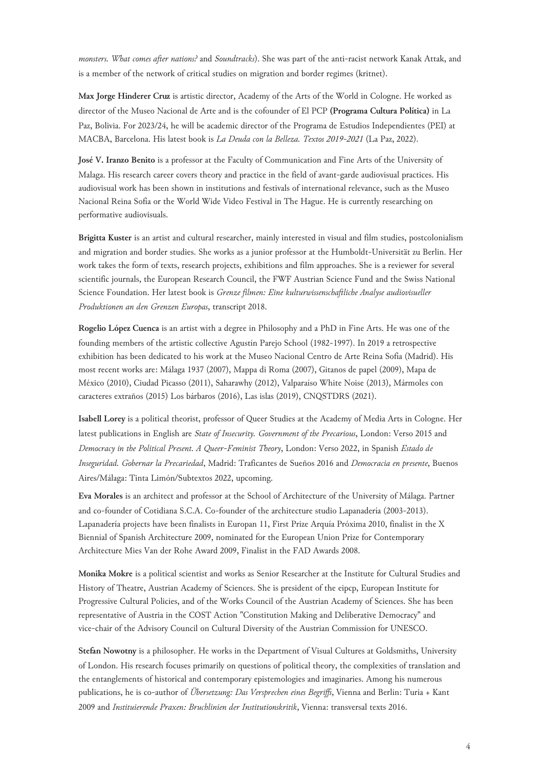*monsters. What comes after nations?* and *Soundtracks*). She was part of the anti-racist network Kanak Attak, and is a member of the network of critical studies on migration and border regimes (kritnet).

**Max Jorge Hinderer Cruz** is artistic director, Academy of the Arts of the World in Cologne. He worked as director of the Museo Nacional de Arte and is the cofounder of El PCP **(Programa Cultura Política)** in La Paz, Bolivia. For 2023/24, he will be academic director of the Programa de Estudios Independientes (PEI) at MACBA, Barcelona. His latest book is *La Deuda con la Belleza. Textos 2019-2021* (La Paz, 2022).

**José V. Iranzo Benito** is a professor at the Faculty of Communication and Fine Arts of the University of Malaga. His research career covers theory and practice in the field of avant-garde audiovisual practices. His audiovisual work has been shown in institutions and festivals of international relevance, such as the Museo Nacional Reina Sofia or the World Wide Video Festival in The Hague. He is currently researching on performative audiovisuals.

**Brigitta Kuster** is an artist and cultural researcher, mainly interested in visual and film studies, postcolonialism and migration and border studies. She works as a junior professor at the Humboldt-Universität zu Berlin. Her work takes the form of texts, research projects, exhibitions and film approaches. She is a reviewer for several scientific journals, the European Research Council, the FWF Austrian Science Fund and the Swiss National Science Foundation. Her latest book is *Grenze filmen: Eine kulturwissenschaftliche Analyse audiovisueller Produktionen an den Grenzen Europas*, transcript 2018.

**Rogelio López Cuenca** is an artist with a degree in Philosophy and a PhD in Fine Arts. He was one of the founding members of the artistic collective Agustín Parejo School (1982-1997). In 2019 a retrospective exhibition has been dedicated to his work at the Museo Nacional Centro de Arte Reina Sofía (Madrid). His most recent works are: Málaga 1937 (2007), Mappa di Roma (2007), Gitanos de papel (2009), Mapa de México (2010), Ciudad Picasso (2011), Saharawhy (2012), Valparaíso White Noise (2013), Mármoles con caracteres extraños (2015) Los bárbaros (2016), Las islas (2019), CNQSTDRS (2021).

**Isabell Lorey** is a political theorist, professor of Queer Studies at the Academy of Media Arts in Cologne. Her latest publications in English are *State of Insecurity. Government of the Precarious*, London: Verso 2015 and *Democracy in the Political Present. A Queer-Feminist Theory*, London: Verso 2022, in Spanish *Estado de Inseguridad. Gobernar la Precariedad*, Madrid: Traficantes de Sueños 2016 and *Democracia en presente*, Buenos Aires/Málaga: Tinta Limón/Subtextos 2022, upcoming.

**Eva Morales** is an architect and professor at the School of Architecture of the University of Málaga. Partner and co-founder of Cotidiana S.C.A. Co-founder of the architecture studio Lapanadería (2003-2013). Lapanadería projects have been finalists in Europan 11, First Prize Arquía Próxima 2010, finalist in the X Biennial of Spanish Architecture 2009, nominated for the European Union Prize for Contemporary Architecture Mies Van der Rohe Award 2009, Finalist in the FAD Awards 2008.

**Monika Mokre** is a political scientist and works as Senior Researcher at the Institute for Cultural Studies and History of Theatre, Austrian Academy of Sciences. She is president of the eipcp, European Institute for Progressive Cultural Policies, and of the Works Council of the Austrian Academy of Sciences. She has been representative of Austria in the COST Action "Constitution Making and Deliberative Democracy" and vice-chair of the Advisory Council on Cultural Diversity of the Austrian Commission for UNESCO.

**Stefan Nowotny** is a philosopher. He works in the Department of Visual Cultures at Goldsmiths, University of London. His research focuses primarily on questions of political theory, the complexities of translation and the entanglements of historical and contemporary epistemologies and imaginaries. Among his numerous publications, he is co-author of *Übersetzung: Das Versprechen eines Begriffs*, Vienna and Berlin: Turia + Kant 2009 and *Instituierende Praxen: Bruchlinien der Institutionskritik*, Vienna: transversal texts 2016.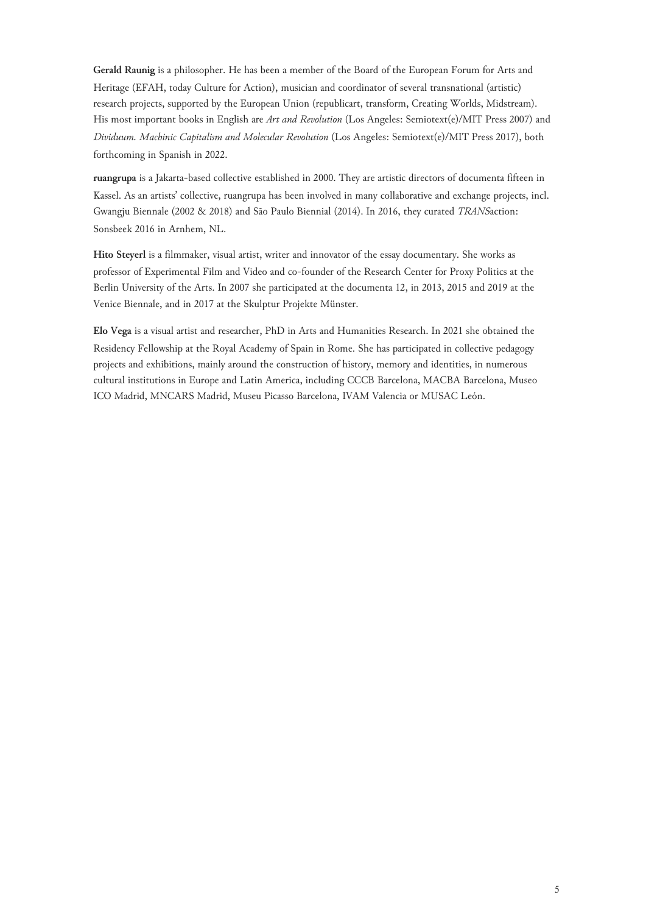**Gerald Raunig** is a philosopher. He has been a member of the Board of the European Forum for Arts and Heritage (EFAH, today Culture for Action), musician and coordinator of several transnational (artistic) research projects, supported by the European Union (republicart, transform, Creating Worlds, Midstream). His most important books in English are *Art and Revolution* (Los Angeles: Semiotext(e)/MIT Press 2007) and *Dividuum. Machinic Capitalism and Molecular Revolution* (Los Angeles: Semiotext(e)/MIT Press 2017), both forthcoming in Spanish in 2022.

**ruangrupa** is a Jakarta-based collective established in 2000. They are artistic directors of documenta fifteen in Kassel. As an artists' collective, ruangrupa has been involved in many collaborative and exchange projects, incl. Gwangju Biennale (2002 & 2018) and São Paulo Biennial (2014). In 2016, they curated *TRANS*action: Sonsbeek 2016 in Arnhem, NL.

**Hito Steyerl** is a filmmaker, visual artist, writer and innovator of the essay documentary. She works as professor of Experimental Film and Video and co-founder of the Research Center for Proxy Politics at the Berlin University of the Arts. In 2007 she participated at the documenta 12, in 2013, 2015 and 2019 at the Venice Biennale, and in 2017 at the Skulptur Projekte Münster.

**Elo Vega** is a visual artist and researcher, PhD in Arts and Humanities Research. In 2021 she obtained the Residency Fellowship at the Royal Academy of Spain in Rome. She has participated in collective pedagogy projects and exhibitions, mainly around the construction of history, memory and identities, in numerous cultural institutions in Europe and Latin America, including CCCB Barcelona, MACBA Barcelona, Museo ICO Madrid, MNCARS Madrid, Museu Picasso Barcelona, IVAM Valencia or MUSAC León.